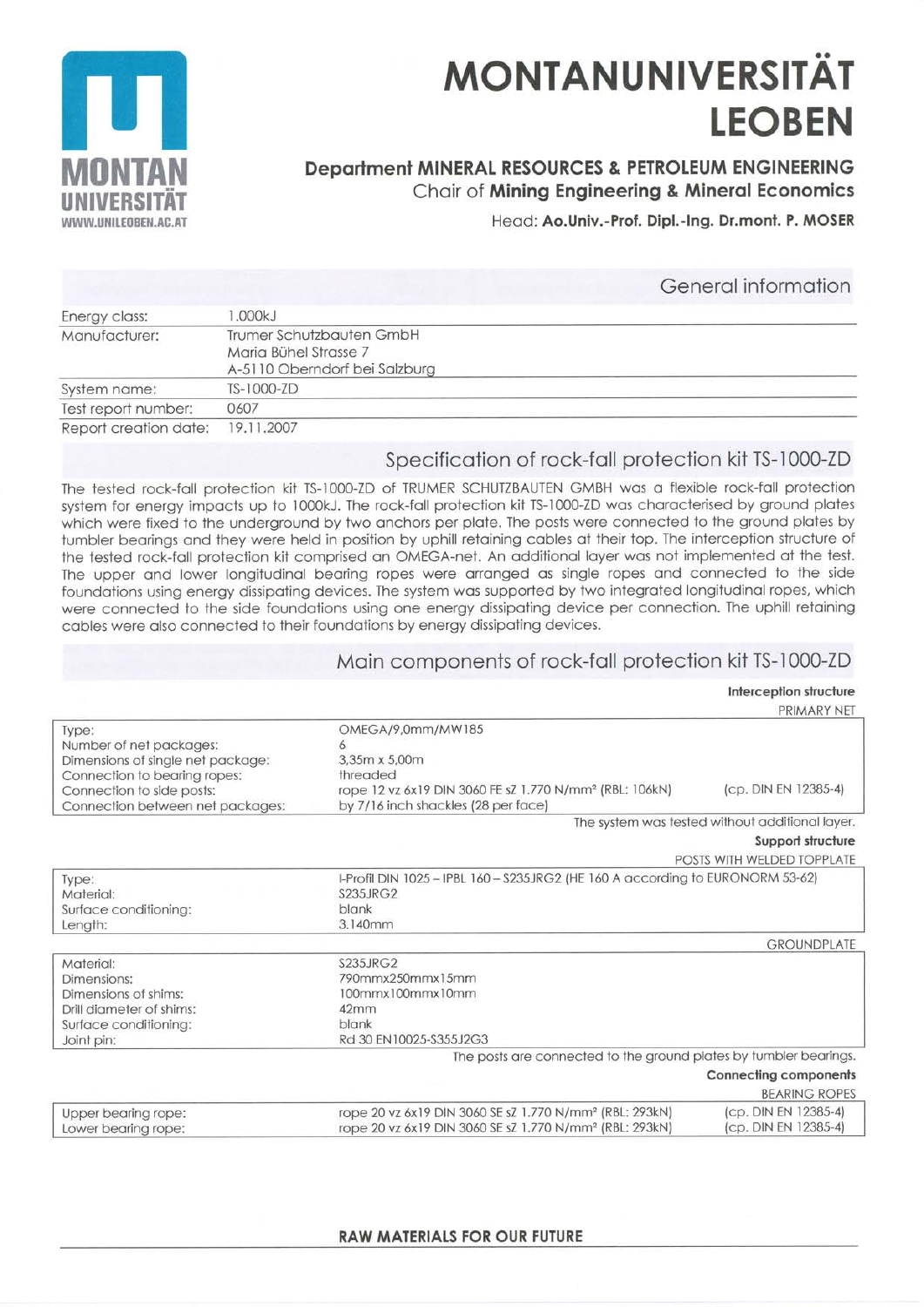# MONTANUNIVERSITÄT LEOBEN

**Department MINERAL RESOURCES & PETROLEUM ENGINEERING**
Chair of **Mining Engineering & Mineral Economics**
Head: **Ao.Univ.-Prof. Dipl.-Ing. Dr.mont. P. MOSER**

## General information

| | |
|---|---|
| Energy class: | 1.000kJ |
| Manufacturer: | Trumer Schutzbauten GmbH<br>Maria Bühel Strasse 7<br>A-5110 Oberndorf bei Salzburg |
| System name: | TS-1000-ZD |
| Test report number: | 0607 |
| Report creation date: | 19.11.2007 |

## Specification of rock-fall protection kit TS-1000-ZD

The tested rock-fall protection kit TS-1000-ZD of TRUMER SCHUTZBAUTEN GMBH was a flexible rock-fall protection system for energy impacts up to 1000kJ. The rock-fall protection kit TS-1000-ZD was characterised by ground plates which were fixed to the underground by two anchors per plate. The posts were connected to the ground plates by tumbler bearings and they were held in position by uphill retaining cables at their top. The interception structure of the tested rock-fall protection kit comprised an OMEGA-net. An additional layer was not implemented at the test. The upper and lower longitudinal bearing ropes were arranged as single ropes and connected to the side foundations using energy dissipating devices. The system was supported by two integrated longitudinal ropes, which were connected to the side foundations using one energy dissipating device per connection. The uphill retaining cables were also connected to their foundations by energy dissipating devices.

## Main components of rock-fall protection kit TS-1000-ZD

### Interception structure

PRIMARY NET

| | | |
|---|---|---|
| Type: | OMEGA/9,0mm/MW185 | |
| Number of net packages: | 6 | |
| Dimensions of single net package: | 3,35m x 5,00m | |
| Connection to bearing ropes: | threaded | |
| Connection to side posts: | rope 12 vz 6x19 DIN 3060 FE sZ 1.770 N/mm² (RBL: 106kN) | (cp. DIN EN 12385-4) |
| Connection between net packages: | by 7/16 inch shackles (28 per face) | |

The system was tested without additional layer.

### Support structure

POSTS WITH WELDED TOPPLATE

| | |
|---|---|
| Type: | I-Profil DIN 1025 – IPBL 160 – S235JRG2 (HE 160 A according to EURONORM 53-62) |
| Material: | S235JRG2 |
| Surface conditioning: | blank |
| Length: | 3.140mm |

GROUNDPLATE

| | |
|---|---|
| Material: | S235JRG2 |
| Dimensions: | 790mmx250mmx15mm |
| Dimensions of shims: | 100mmx100mmx10mm |
| Drill diameter of shims: | 42mm |
| Surface conditioning: | blank |
| Joint pin: | Rd 30 EN10025-S355J2G3 |

The posts are connected to the ground plates by tumbler bearings.

### Connecting components

BEARING ROPES

| | | |
|---|---|---|
| Upper bearing rope: | rope 20 vz 6x19 DIN 3060 SE sZ 1.770 N/mm² (RBL: 293kN) | (cp. DIN EN 12385-4) |
| Lower bearing rope: | rope 20 vz 6x19 DIN 3060 SE sZ 1.770 N/mm² (RBL: 293kN) | (cp. DIN EN 12385-4) |

RAW MATERIALS FOR OUR FUTURE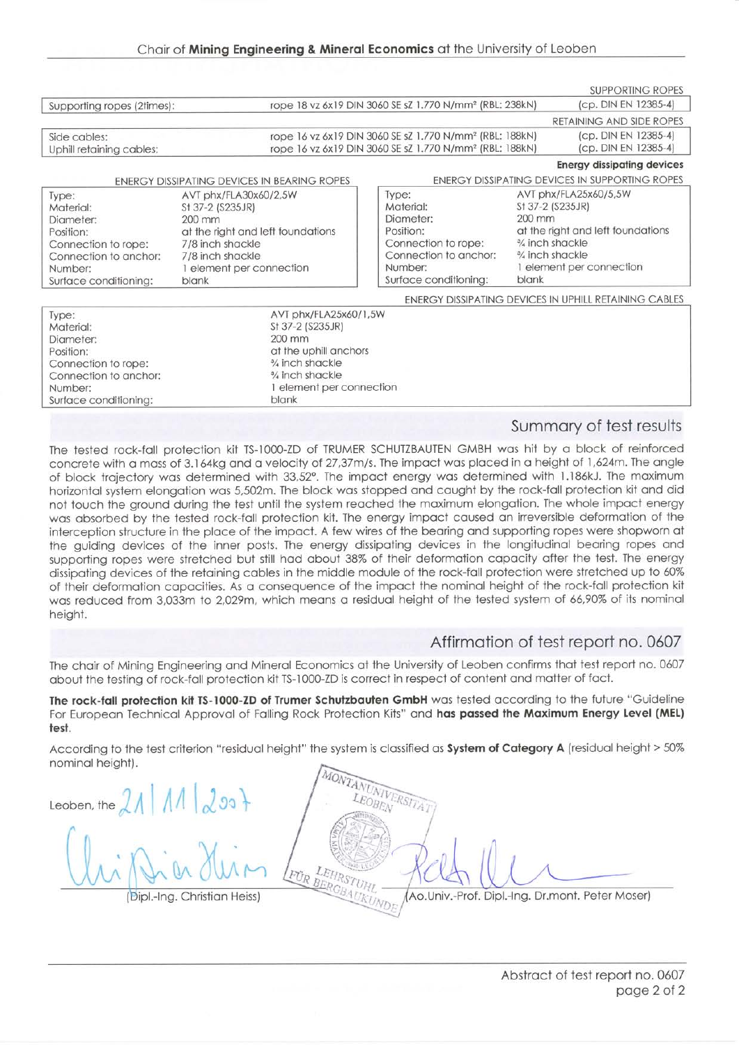| | | SUPPORTING ROPES |
|---|---|---|
| Supporting ropes (2times): | rope 18 vz 6x19 DIN 3060 SE sZ 1.770 N/mm² (RBL: 238kN) | (cp. DIN EN 12385-4) |

| | | RETAINING AND SIDE ROPES |
|---|---|---|
| Side cables: | rope 16 vz 6x19 DIN 3060 SE sZ 1.770 N/mm² (RBL: 188kN) | (cp. DIN EN 12385-4) |
| Uphill retaining cables: | rope 16 vz 6x19 DIN 3060 SE sZ 1.770 N/mm² (RBL: 188kN) | (cp. DIN EN 12385-4) |

**Energy dissipating devices**

| ENERGY DISSIPATING DEVICES IN BEARING ROPES | | ENERGY DISSIPATING DEVICES IN SUPPORTING ROPES | |
|---|---|---|---|
| Type: | AVT phx/FLA30x60/2,5W | Type: | AVT phx/FLA25x60/5,5W |
| Material: | St 37-2 (S235JR) | Material: | St 37-2 (S235JR) |
| Diameter: | 200 mm | Diameter: | 200 mm |
| Position: | at the right and left foundations | Position: | at the right and left foundations |
| Connection to rope: | 7/8 inch shackle | Connection to rope: | ¾ inch shackle |
| Connection to anchor: | 7/8 inch shackle | Connection to anchor: | ¾ inch shackle |
| Number: | 1 element per connection | Number: | 1 element per connection |
| Surface conditioning: | blank | Surface conditioning: | blank |

ENERGY DISSIPATING DEVICES IN UPHILL RETAINING CABLES

| | |
|---|---|
| Type: | AVT phx/FLA25x60/1,5W |
| Material: | St 37-2 (S235JR) |
| Diameter: | 200 mm |
| Position: | at the uphill anchors |
| Connection to rope: | ¾ inch shackle |
| Connection to anchor: | ¾ inch shackle |
| Number: | 1 element per connection |
| Surface conditioning: | blank |

## Summary of test results

The tested rock-fall protection kit TS-1000-ZD of TRUMER SCHUTZBAUTEN GMBH was hit by a block of reinforced concrete with a mass of 3.164kg and a velocity of 27,37m/s. The impact was placed in a height of 1,624m. The angle of block trajectory was determined with 33,52°. The impact energy was determined with 1.186kJ. The maximum horizontal system elongation was 5,502m. The block was stopped and caught by the rock-fall protection kit and did not touch the ground during the test until the system reached the maximum elongation. The whole impact energy was absorbed by the tested rock-fall protection kit. The energy impact caused an irreversible deformation of the interception structure in the place of the impact. A few wires of the bearing and supporting ropes were shopworn at the guiding devices of the inner posts. The energy dissipating devices in the longitudinal bearing ropes and supporting ropes were stretched but still had about 38% of their deformation capacity after the test. The energy dissipating devices of the retaining cables in the middle module of the rock-fall protection were stretched up to 60% of their deformation capacities. As a consequence of the impact the nominal height of the rock-fall protection kit was reduced from 3,033m to 2,029m, which means a residual height of the tested system of 66,90% of its nominal height.

## Affirmation of test report no. 0607

The chair of Mining Engineering and Mineral Economics at the University of Leoben confirms that test report no. 0607 about the testing of rock-fall protection kit TS-1000-ZD is correct in respect of content and matter of fact.

**The rock-fall protection kit TS-1000-ZD of Trumer Schutzbauten GmbH** was tested according to the future "Guideline For European Technical Approval of Falling Rock Protection Kits" and **has passed the Maximum Energy Level (MEL) test**.

According to the test criterion "residual height" the system is classified as **System of Category A** (residual height > 50% nominal height).

Leoben, the 21 | 11 | 2007

(Dipl.-Ing. Christian Heiss)

MONTANUNIVERSITÄT LEOBEN – LEHRSTUHL FÜR BERGBAUKUNDE

(Ao.Univ.-Prof. Dipl.-Ing. Dr.mont. Peter Moser)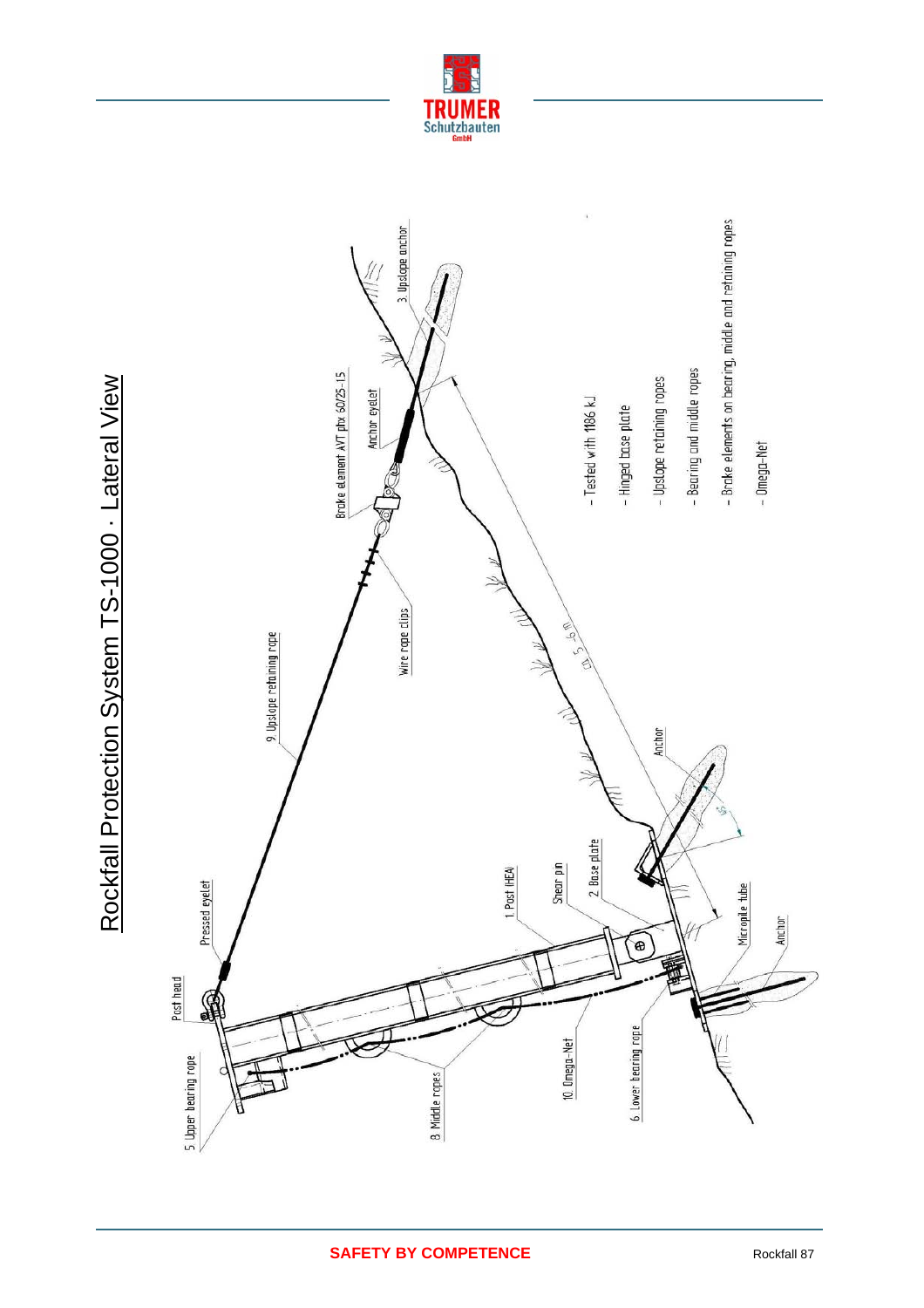# Rockfall Protection System TS-1000 · Lateral View

3. Upslope anchor

Brake element AVT ptx 60/25-15

Anchor eyelet

Wire rope clips

9. Upslope retaining rope

Pressed eyelet

Post head

5. Upper bearing rope

8. Middle ropes

10. Omega-Net

6. Lower bearing rope

1. Post (HEA)

Shear pin

2. Base plate

Micropile tube

Anchor

Anchor

ca. 5 - 6 m

- Tested with 1186 kJ
- Hinged base plate
- Upslope retaining ropes
- Bearing and middle ropes
- Brake elements on bearing, middle and retaining ropes
- Omega-Net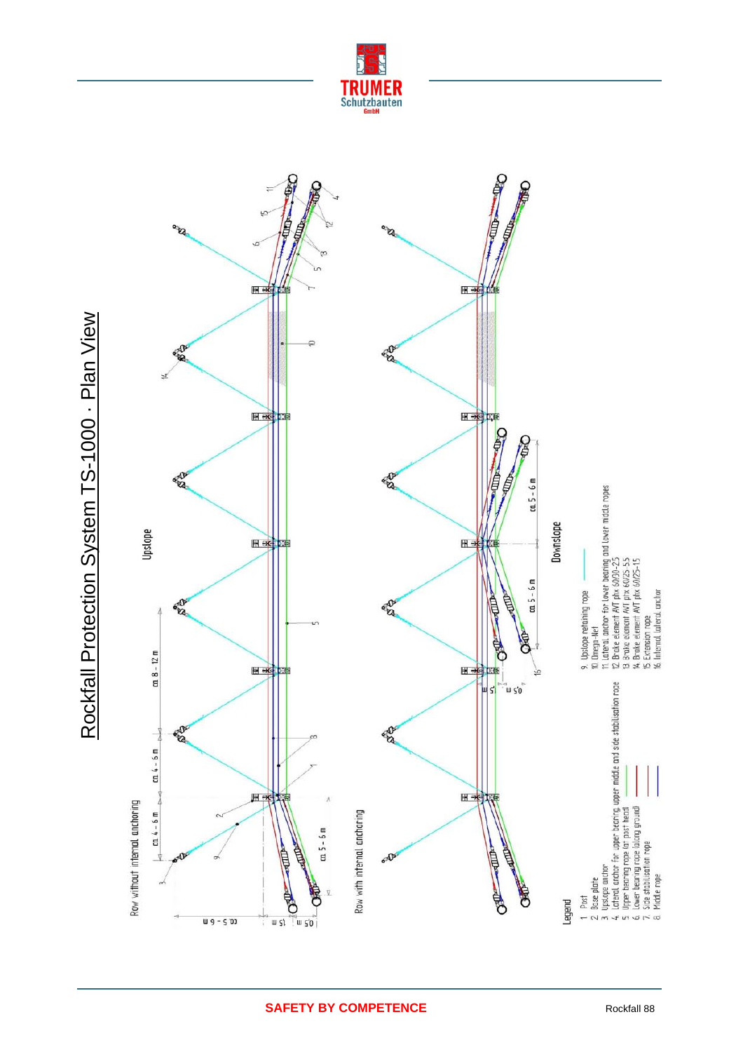# Rockfall Protection System TS-1000 · Plan View

Row without internal anchoring

Upslope

ca. 4 - 6 m

ca. 4 - 6 m

ca. 8 - 12 m

ca. 5 - 6 m

1,5 m

0,5 m

ca. 5 - 6 m

Row with internal anchoring

ca. 5 - 6 m

ca. 5 - 6 m

1,5 m

0,5 m

Downslope

Legend

1 Post
2 Base plate
3 Upslope anchor
4 Lateral anchor for upper bearing, upper middle and side stabilisation rope
5 Upper bearing rope (at post head)
6 Lower bearing rope (along ground)
7 Side stabilisation rope
8 Middle rope
9 Upslope retaining rope
10 Omega-Net
11 Lateral anchor for lower bearing and lower middle ropes
12 Brake element AVT plix 60/30-2,5
13 Brake element AVT plix 60/25-5,5
14 Brake element AVT plix 60/25-1,5
15 Extension rope
16 Internal lateral anchor

SAFETY BY COMPETENCE